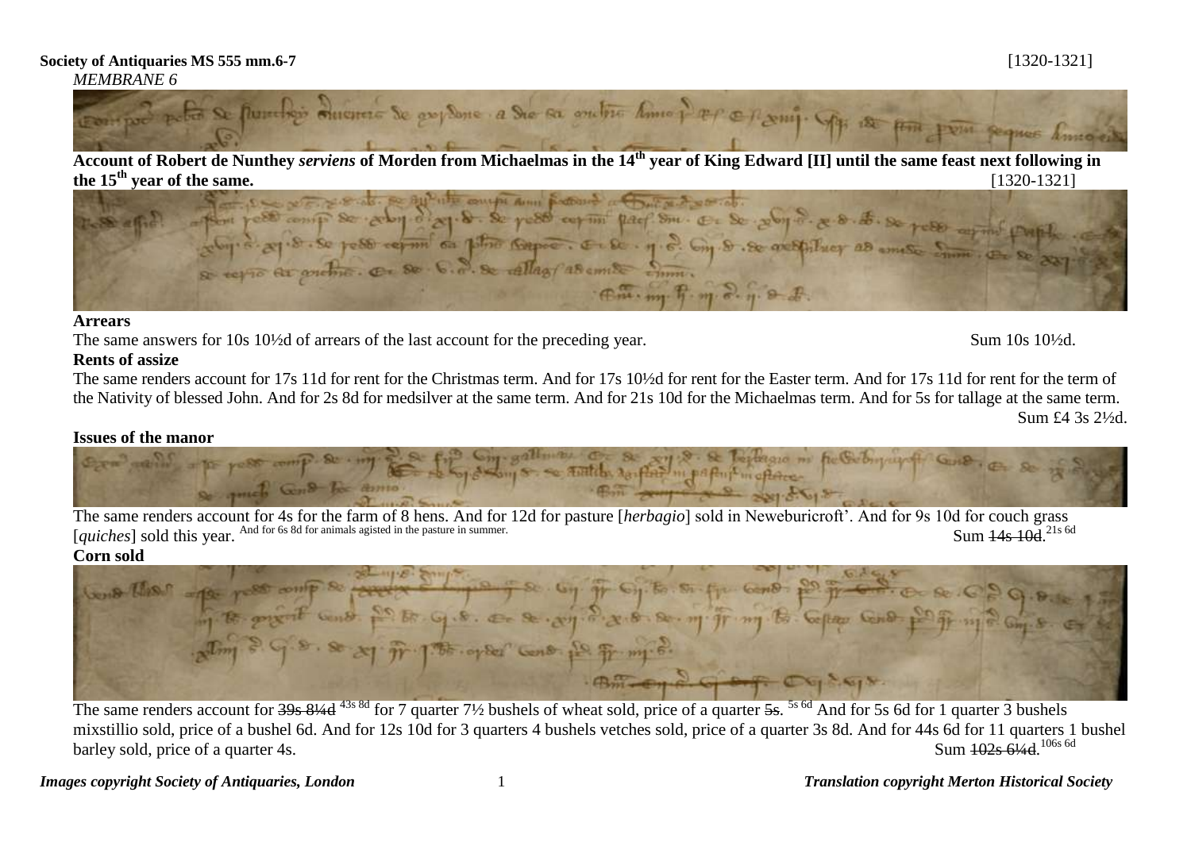**Society of Antiquaries MS 555 mm.6-7** [1320-1321]

*MEMBRANE 6*

**Account of Robert de Nunthey *serviens* of Morden from Michaelmas in the 14th year of King Edward [II] until the same feast next following in the 15th year of the same.** [1320-1321]

### Arrears

The same answers for 10s 10½d of arrears of the last account for the preceding year. Sum 10s 10½d.

### Rents of assize

The same renders account for 17s 11d for rent for the Christmas term. And for 17s 10½d for rent for the Easter term. And for 17s 11d for rent for the term of the Nativity of blessed John. And for 2s 8d for medsilver at the same term. And for 21s 10d for the Michaelmas term. And for 5s for tallage at the same term.

Sum £4 3s 2½d.

### Issues of the manor

The same renders account for 4s for the farm of 8 hens. And for 12d for pasture [*herbagio*] sold in Neweburicroft'. And for 9s 10d for couch grass [*quiches*] sold this year. And for 6s 8d for animals agisted in the pasture in summer. Sum ~~14s 10d~~. 21s 6d

### Corn sold

The same renders account for ~~39s 8¼d~~ 43s 8d for 7 quarter 7½ bushels of wheat sold, price of a quarter ~~5s.~~ 5s 6d And for 5s 6d for 1 quarter 3 bushels mixstillio sold, price of a bushel 6d. And for 12s 10d for 3 quarters 4 bushels vetches sold, price of a quarter 3s 8d. And for 44s 6d for 11 quarters 1 bushel barley sold, price of a quarter 4s. Sum ~~102s 6¼d~~. 106s 6d

*Images copyright Society of Antiquaries, London* *Translation copyright Merton Historical Society*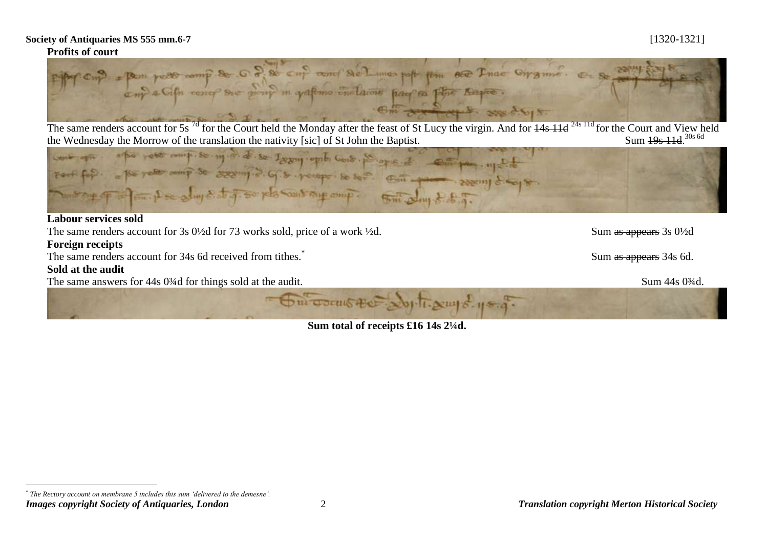**Society of Antiquaries MS 555 mm.6-7** [1320-1321]

**Profits of court**

The same renders account for 5s [7d] for the Court held the Monday after the feast of St Lucy the virgin. And for ~~14s 11d~~ [24s 11d] for the Court and View held the Wednesday the Morrow of the translation the nativity [sic] of St John the Baptist. Sum ~~19s 11d~~.[30s 6d]

**Labour services sold**

The same renders account for 3s 0½d for 73 works sold, price of a work ½d. Sum ~~as appears~~ 3s 0½d

**Foreign receipts**

The same renders account for 34s 6d received from tithes.* Sum ~~as appears~~ 34s 6d.

**Sold at the audit**

The same answers for 44s 0¾d for things sold at the audit. Sum 44s 0¾d.

**Sum total of receipts £16 14s 2¼d.**

---

\* *The Rectory account on membrane 5 includes this sum 'delivered to the demesne'.*

***Images copyright Society of Antiquaries, London*** ***Translation copyright Merton Historical Society***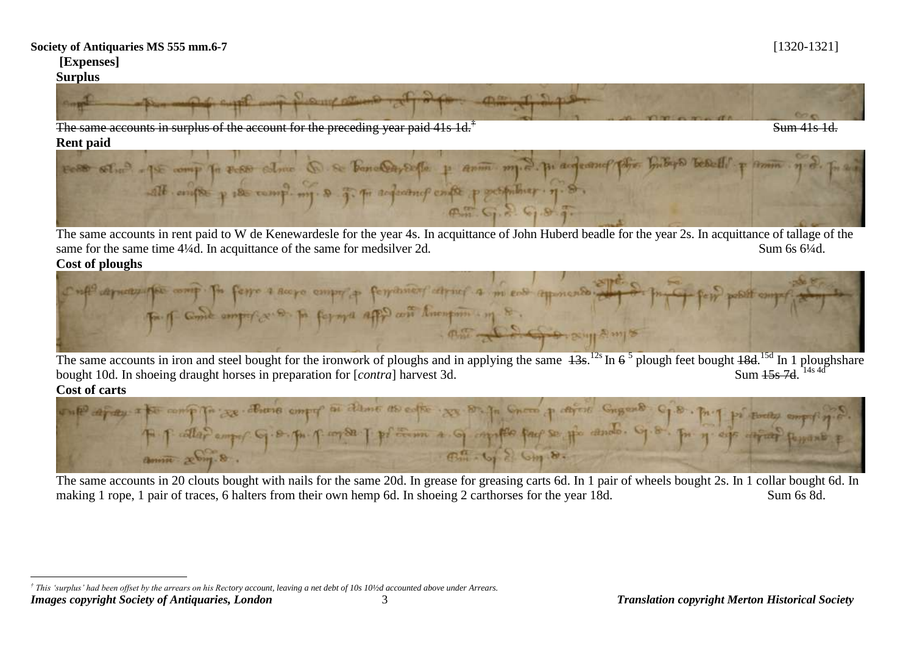**Society of Antiquaries MS 555 mm.6-7** [1320-1321]

**[Expenses]**

**Surplus**

~~The same accounts in surplus of the account for the preceding year paid 41s 1d.~~[†] ~~Sum 41s 1d.~~

**Rent paid**

The same accounts in rent paid to W de Kenewardesle for the year 4s. In acquittance of John Huberd beadle for the year 2s. In acquittance of tallage of the same for the same time 4¼d. In acquittance of the same for medsilver 2d. Sum 6s 6¼d.

**Cost of ploughs**

The same accounts in iron and steel bought for the ironwork of ploughs and in applying the same ~~13s~~.[12s] In ~~6~~ [5] plough feet bought ~~18d~~.[15d] In 1 ploughshare bought 10d. In shoeing draught horses in preparation for [*contra*] harvest 3d. Sum ~~15s 7d~~. [14s 4d]

**Cost of carts**

The same accounts in 20 clouts bought with nails for the same 20d. In grease for greasing carts 6d. In 1 pair of wheels bought 2s. In 1 collar bought 6d. In making 1 rope, 1 pair of traces, 6 halters from their own hemp 6d. In shoeing 2 carthorses for the year 18d. Sum 6s 8d.

---

*† This 'surplus' had been offset by the arrears on his Rectory account, leaving a net debt of 10s 10½d accounted above under Arrears.*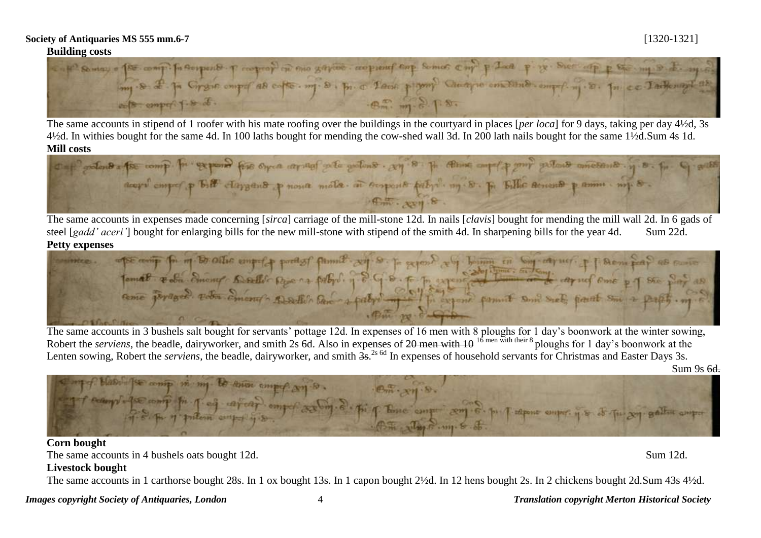**Society of Antiquaries MS 555 mm.6-7** [1320-1321]

**Building costs**

The same accounts in stipend of 1 roofer with his mate roofing over the buildings in the courtyard in places [*per loca*] for 9 days, taking per day 4½d, 3s 4½d. In withies bought for the same 4d. In 100 laths bought for mending the cow-shed wall 3d. In 200 lath nails bought for the same 1½d.Sum 4s 1d.

**Mill costs**

The same accounts in expenses made concerning [*sirca*] carriage of the mill-stone 12d. In nails [*clavis*] bought for mending the mill wall 2d. In 6 gads of steel [*gadd' aceri'*] bought for enlarging bills for the new mill-stone with stipend of the smith 4d. In sharpening bills for the year 4d. Sum 22d.

**Petty expenses**

The same accounts in 3 bushels salt bought for servants' pottage 12d. In expenses of 16 men with 8 ploughs for 1 day's boonwork at the winter sowing, Robert the *serviens*, the beadle, dairyworker, and smith 2s 6d. Also in expenses of ~~20 men with 10~~ [16 men with their 8] ploughs for 1 day's boonwork at the Lenten sowing, Robert the *serviens*, the beadle, dairyworker, and smith ~~3s.~~ [2s 6d] In expenses of household servants for Christmas and Easter Days 3s.

Sum 9s ~~6d.~~

**Corn bought**

The same accounts in 4 bushels oats bought 12d. Sum 12d.

**Livestock bought**

The same accounts in 1 carthorse bought 28s. In 1 ox bought 13s. In 1 capon bought 2½d. In 12 hens bought 2s. In 2 chickens bought 2d.Sum 43s 4½d.

*Images copyright Society of Antiquaries, London* *Translation copyright Merton Historical Society*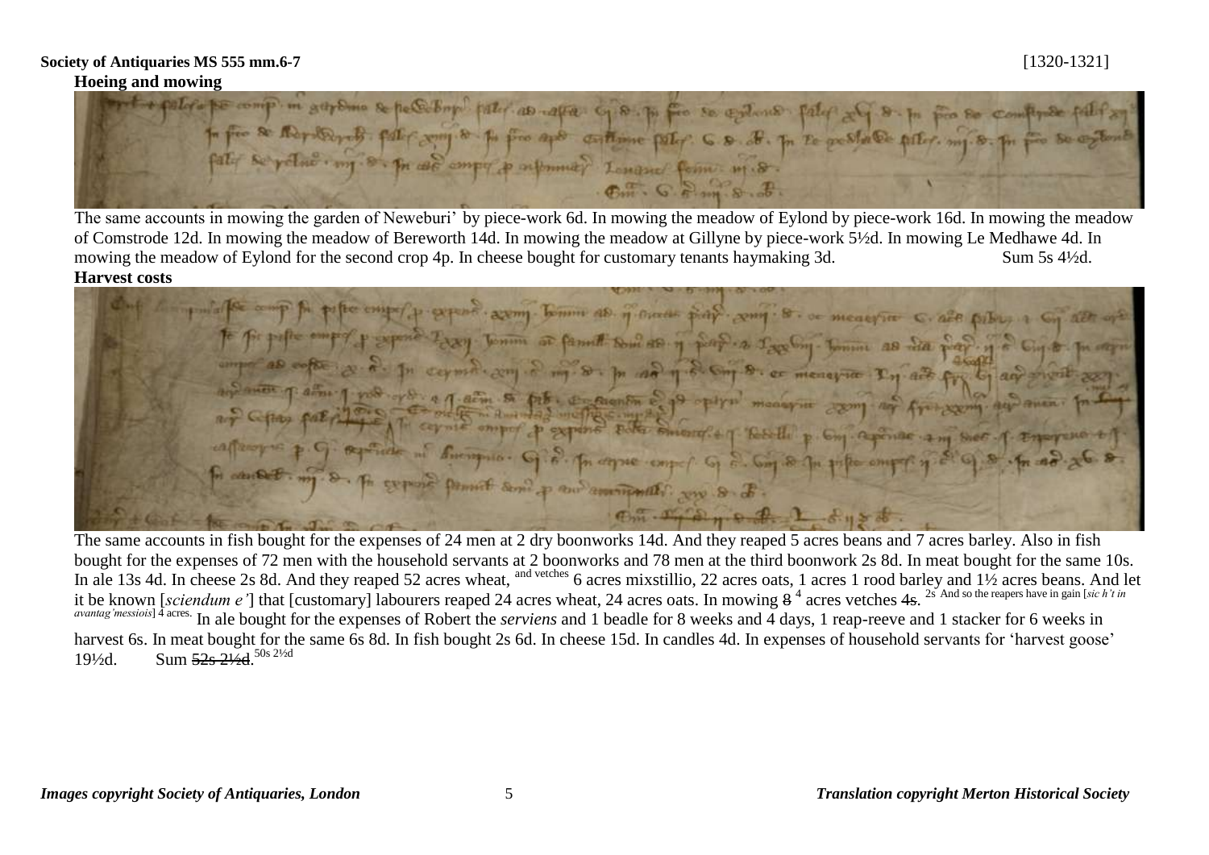**Society of Antiquaries MS 555 mm.6-7** [1320-1321]

**Hoeing and mowing**

The same accounts in mowing the garden of Neweburi' by piece-work 6d. In mowing the meadow of Eylond by piece-work 16d. In mowing the meadow of Comstrode 12d. In mowing the meadow of Bereworth 14d. In mowing the meadow at Gillyne by piece-work 5½d. In mowing Le Medhawe 4d. In mowing the meadow of Eylond for the second crop 4p. In cheese bought for customary tenants haymaking 3d. Sum 5s 4½d.

**Harvest costs**

The same accounts in fish bought for the expenses of 24 men at 2 dry boonworks 14d. And they reaped 5 acres beans and 7 acres barley. Also in fish bought for the expenses of 72 men with the household servants at 2 boonworks and 78 men at the third boonwork 2s 8d. In meat bought for the same 10s. In ale 13s 4d. In cheese 2s 8d. And they reaped 52 acres wheat, [and vetches] 6 acres mixstillio, 22 acres oats, 1 acres 1 rood barley and 1½ acres beans. And let it be known [*sciendum e'*] that [customary] labourers reaped 24 acres wheat, 24 acres oats. In mowing ~~8~~ [4] acres vetches ~~4s.~~ [2s] [And so the reapers have in gain [*sic h't in avantag'messiois*] 4 acres.] In ale bought for the expenses of Robert the *serviens* and 1 beadle for 8 weeks and 4 days, 1 reap-reeve and 1 stacker for 6 weeks in harvest 6s. In meat bought for the same 6s 8d. In fish bought 2s 6d. In cheese 15d. In candles 4d. In expenses of household servants for 'harvest goose' 19½d. Sum ~~52s 2½d.~~ [50s 2½d]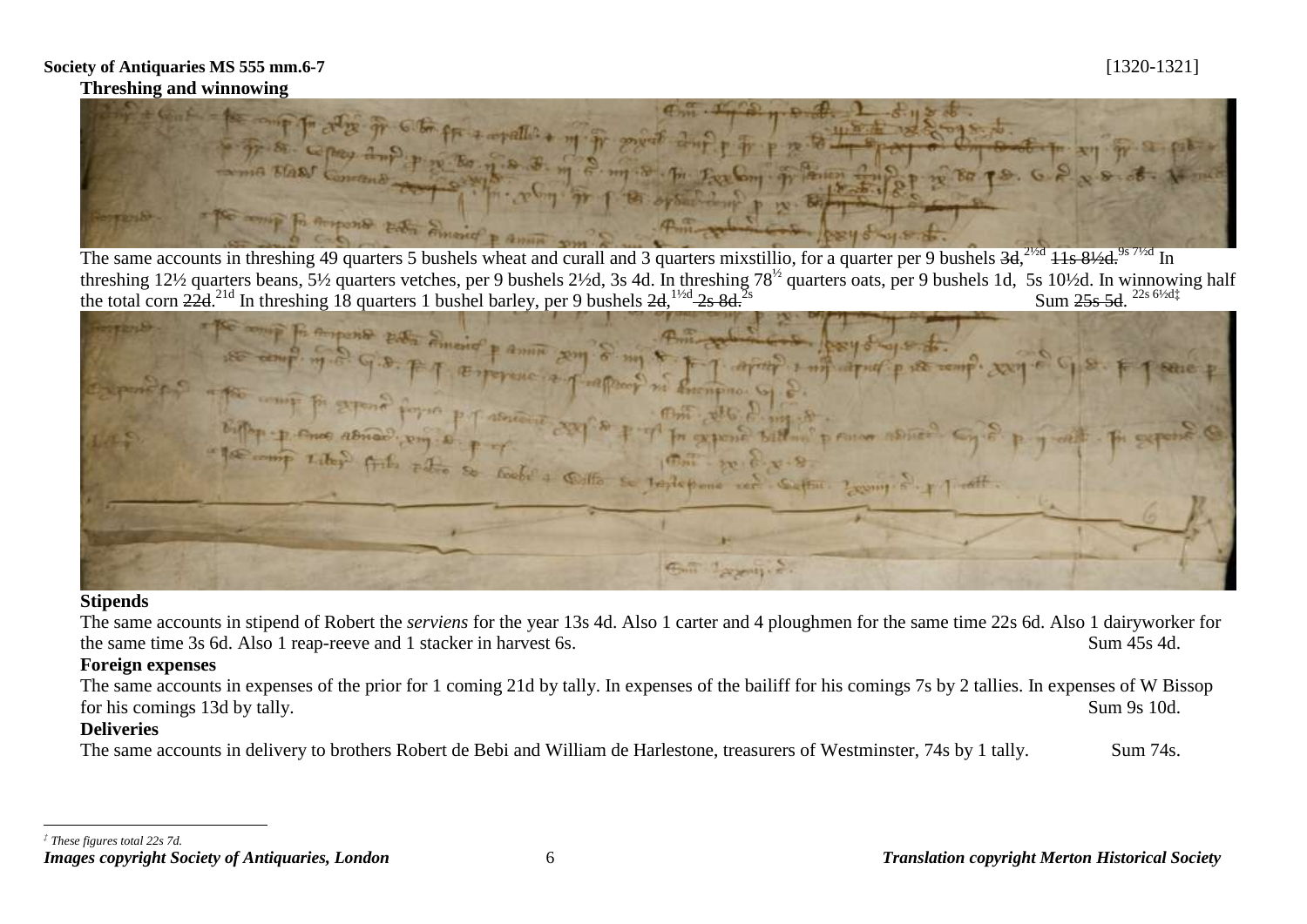**Society of Antiquaries MS 555 mm.6-7** [1320-1321]

**Threshing and winnowing**

The same accounts in threshing 49 quarters 5 bushels wheat and curall and 3 quarters mixstillio, for a quarter per 9 bushels ~~3d~~,[2½d] ~~11s 8½d.~~[9s 7½d] In threshing 12½ quarters beans, 5½ quarters vetches, per 9 bushels 2½d, 3s 4d. In threshing 78½ quarters oats, per 9 bushels 1d, 5s 10½d. In winnowing half the total corn ~~22d~~.[21d] In threshing 18 quarters 1 bushel barley, per 9 bushels ~~2d~~,[1½d] ~~2s 8d~~.[2s] Sum ~~25s 5d~~. [22s 6½d‡]

**Stipends**

The same accounts in stipend of Robert the *serviens* for the year 13s 4d. Also 1 carter and 4 ploughmen for the same time 22s 6d. Also 1 dairyworker for the same time 3s 6d. Also 1 reap-reeve and 1 stacker in harvest 6s. Sum 45s 4d.

**Foreign expenses**

The same accounts in expenses of the prior for 1 coming 21d by tally. In expenses of the bailiff for his comings 7s by 2 tallies. In expenses of W Bissop for his comings 13d by tally. Sum 9s 10d.

**Deliveries**

The same accounts in delivery to brothers Robert de Bebi and William de Harlestone, treasurers of Westminster, 74s by 1 tally. Sum 74s.

‡ *These figures total 22s 7d.*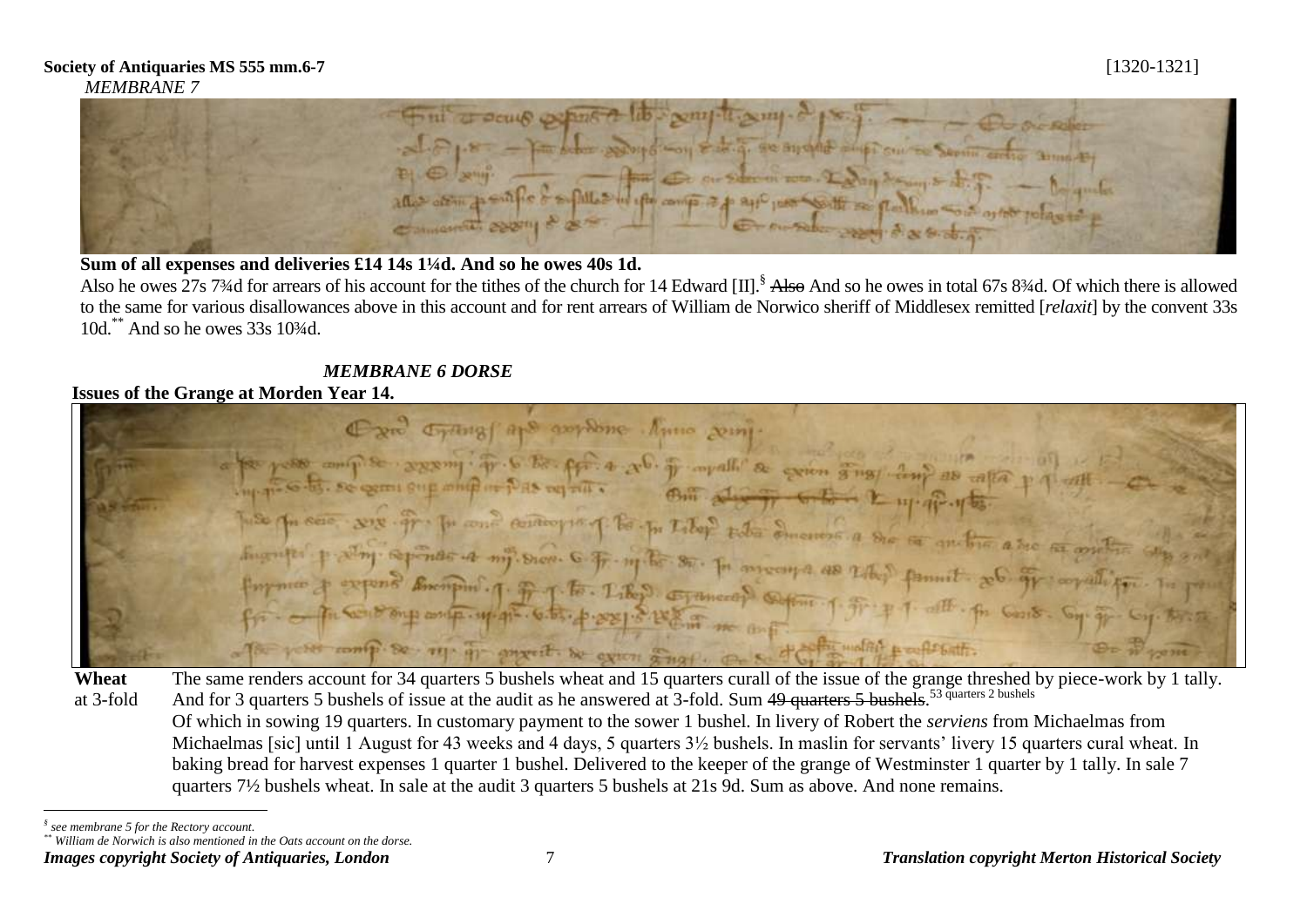**Society of Antiquaries MS 555 mm.6-7** [1320-1321]

*MEMBRANE 7*

**Sum of all expenses and deliveries £14 14s 1¼d. And so he owes 40s 1d.**

Also he owes 27s 7¾d for arrears of his account for the tithes of the church for 14 Edward [II].[§] ~~Also~~ And so he owes in total 67s 8¾d. Of which there is allowed to the same for various disallowances above in this account and for rent arrears of William de Norwico sheriff of Middlesex remitted [*relaxit*] by the convent 33s 10d.[**] And so he owes 33s 10¾d.

*MEMBRANE 6 DORSE*

**Issues of the Grange at Morden Year 14.**

**Wheat** at 3-fold

The same renders account for 34 quarters 5 bushels wheat and 15 quarters curall of the issue of the grange threshed by piece-work by 1 tally. And for 3 quarters 5 bushels of issue at the audit as he answered at 3-fold. Sum ~~49 quarters 5 bushels~~.[53 quarters 2 bushels]

Of which in sowing 19 quarters. In customary payment to the sower 1 bushel. In livery of Robert the *serviens* from Michaelmas from Michaelmas [sic] until 1 August for 43 weeks and 4 days, 5 quarters 3½ bushels. In maslin for servants' livery 15 quarters cural wheat. In baking bread for harvest expenses 1 quarter 1 bushel. Delivered to the keeper of the grange of Westminster 1 quarter by 1 tally. In sale 7 quarters 7½ bushels wheat. In sale at the audit 3 quarters 5 bushels at 21s 9d. Sum as above. And none remains.

---

[§] *see membrane 5 for the Rectory account.*

[**] *William de Norwich is also mentioned in the Oats account on the dorse.*

***Images copyright Society of Antiquaries, London*** ***Translation copyright Merton Historical Society***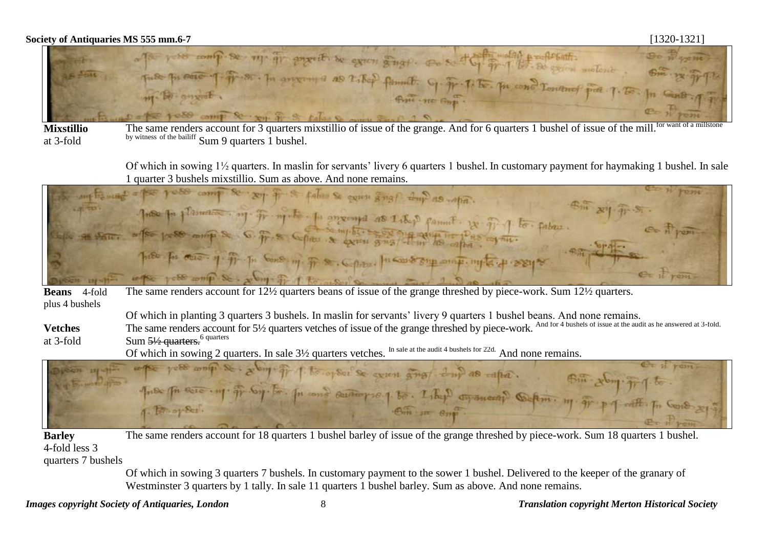**Mixstillio** at 3-fold

The same renders account for 3 quarters mixstillio of issue of the grange. And for 6 quarters 1 bushel of issue of the mill. [for want of a millstone by witness of the bailiff] Sum 9 quarters 1 bushel.

Of which in sowing 1½ quarters. In maslin for servants' livery 6 quarters 1 bushel. In customary payment for haymaking 1 bushel. In sale 1 quarter 3 bushels mixstillio. Sum as above. And none remains.

**Beans** 4-fold plus 4 bushels

The same renders account for 12½ quarters beans of issue of the grange threshed by piece-work. Sum 12½ quarters.

Of which in planting 3 quarters 3 bushels. In maslin for servants' livery 9 quarters 1 bushel beans. And none remains.

**Vetches** at 3-fold

The same renders account for 5½ quarters vetches of issue of the grange threshed by piece-work. [And for 4 bushels of issue at the audit as he answered at 3-fold.] Sum ~~5½ quarters.~~ [6 quarters]

Of which in sowing 2 quarters. In sale 3½ quarters vetches. [In sale at the audit 4 bushels for 22d.] And none remains.

**Barley** 4-fold less 3 quarters 7 bushels

The same renders account for 18 quarters 1 bushel barley of issue of the grange threshed by piece-work. Sum 18 quarters 1 bushel.

Of which in sowing 3 quarters 7 bushels. In customary payment to the sower 1 bushel. Delivered to the keeper of the granary of Westminster 3 quarters by 1 tally. In sale 11 quarters 1 bushel barley. Sum as above. And none remains.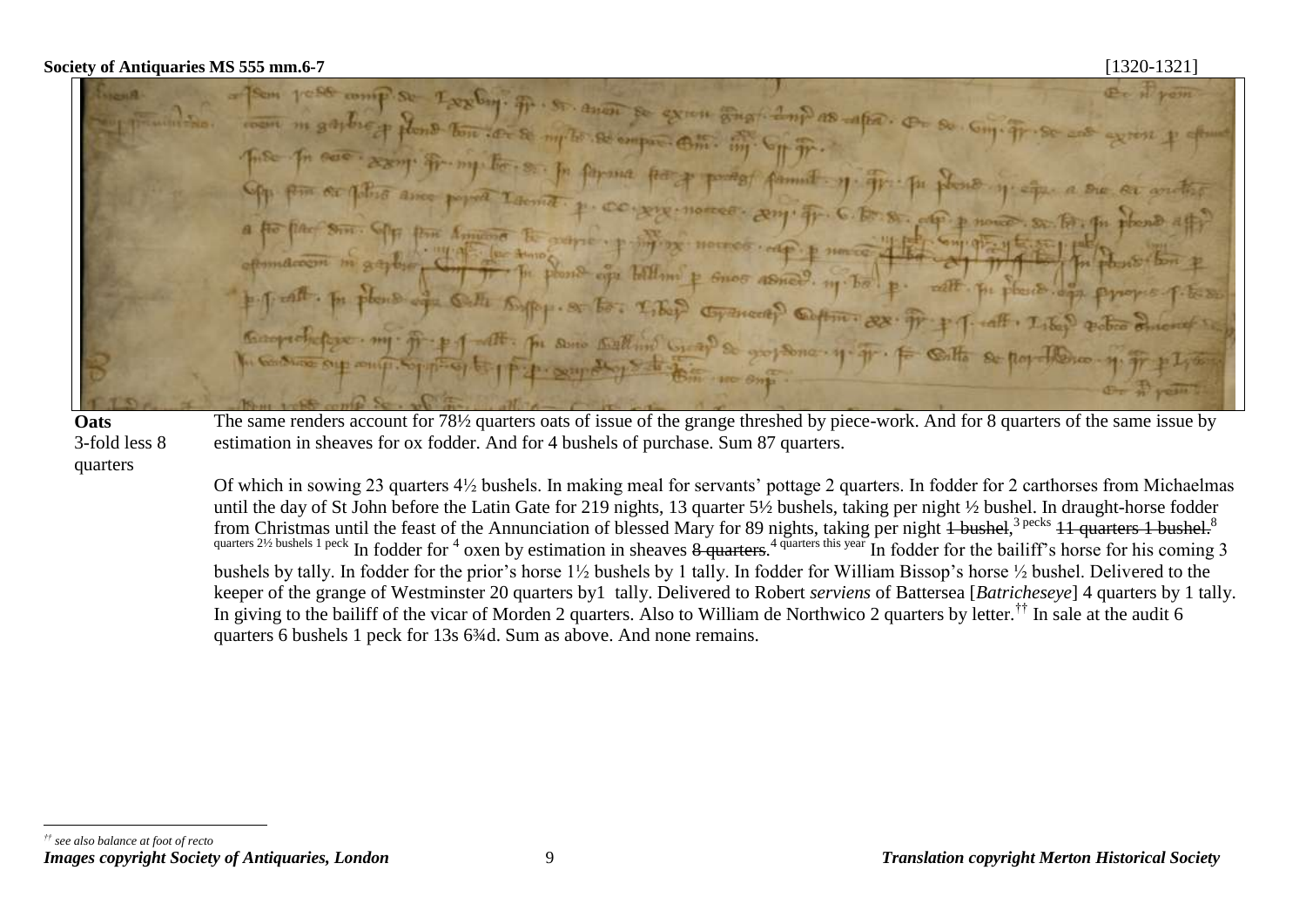**Oats**
3-fold less 8 quarters

The same renders account for 78½ quarters oats of issue of the grange threshed by piece-work. And for 8 quarters of the same issue by estimation in sheaves for ox fodder. And for 4 bushels of purchase. Sum 87 quarters.

Of which in sowing 23 quarters 4½ bushels. In making meal for servants' pottage 2 quarters. In fodder for 2 carthorses from Michaelmas until the day of St John before the Latin Gate for 219 nights, 13 quarter 5½ bushels, taking per night ½ bushel. In draught-horse fodder from Christmas until the feast of the Annunciation of blessed Mary for 89 nights, taking per night ~~1 bushel~~,[3 pecks] ~~11 quarters 1 bushel.~~[8 quarters 2½ bushels 1 peck] In fodder for [4] oxen by estimation in sheaves ~~8 quarters~~.[4 quarters this year] In fodder for the bailiff's horse for his coming 3 bushels by tally. In fodder for the prior's horse 1½ bushels by 1 tally. In fodder for William Bissop's horse ½ bushel. Delivered to the keeper of the grange of Westminster 20 quarters by1 tally. Delivered to Robert *serviens* of Battersea [*Batricheseye*] 4 quarters by 1 tally. In giving to the bailiff of the vicar of Morden 2 quarters. Also to William de Northwico 2 quarters by letter.[††] In sale at the audit 6 quarters 6 bushels 1 peck for 13s 6¾d. Sum as above. And none remains.

[††] *see also balance at foot of recto*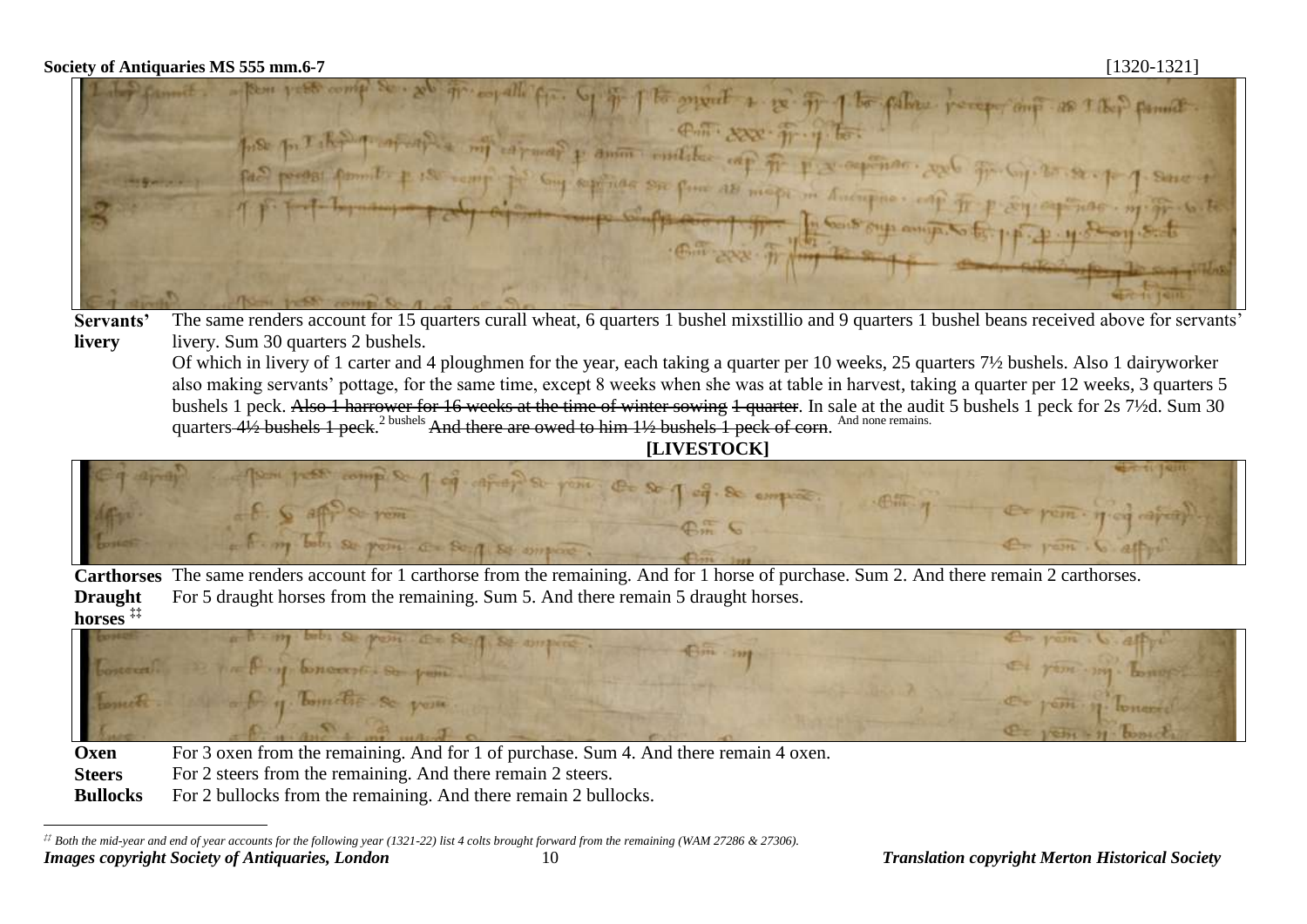**Servants' livery** The same renders account for 15 quarters curall wheat, 6 quarters 1 bushel mixstillio and 9 quarters 1 bushel beans received above for servants' livery. Sum 30 quarters 2 bushels.

Of which in livery of 1 carter and 4 ploughmen for the year, each taking a quarter per 10 weeks, 25 quarters 7½ bushels. Also 1 dairyworker also making servants' pottage, for the same time, except 8 weeks when she was at table in harvest, taking a quarter per 12 weeks, 3 quarters 5 bushels 1 peck. ~~Also 1 harrower for 16 weeks at the time of winter sowing 1 quarter~~. In sale at the audit 5 bushels 1 peck for 2s 7½d. Sum 30 quarters ~~4½ bushels 1 peck~~.[2 bushels] ~~And there are owed to him 1½ bushels 1 peck of corn~~. [And none remains.]

## [LIVESTOCK]

**Carthorses** The same renders account for 1 carthorse from the remaining. And for 1 horse of purchase. Sum 2. And there remain 2 carthorses.

**Draught horses** [‡‡] For 5 draught horses from the remaining. Sum 5. And there remain 5 draught horses.

**Oxen** For 3 oxen from the remaining. And for 1 of purchase. Sum 4. And there remain 4 oxen.

**Steers** For 2 steers from the remaining. And there remain 2 steers.

**Bullocks** For 2 bullocks from the remaining. And there remain 2 bullocks.

---

[‡‡] *Both the mid-year and end of year accounts for the following year (1321-22) list 4 colts brought forward from the remaining (WAM 27286 & 27306).*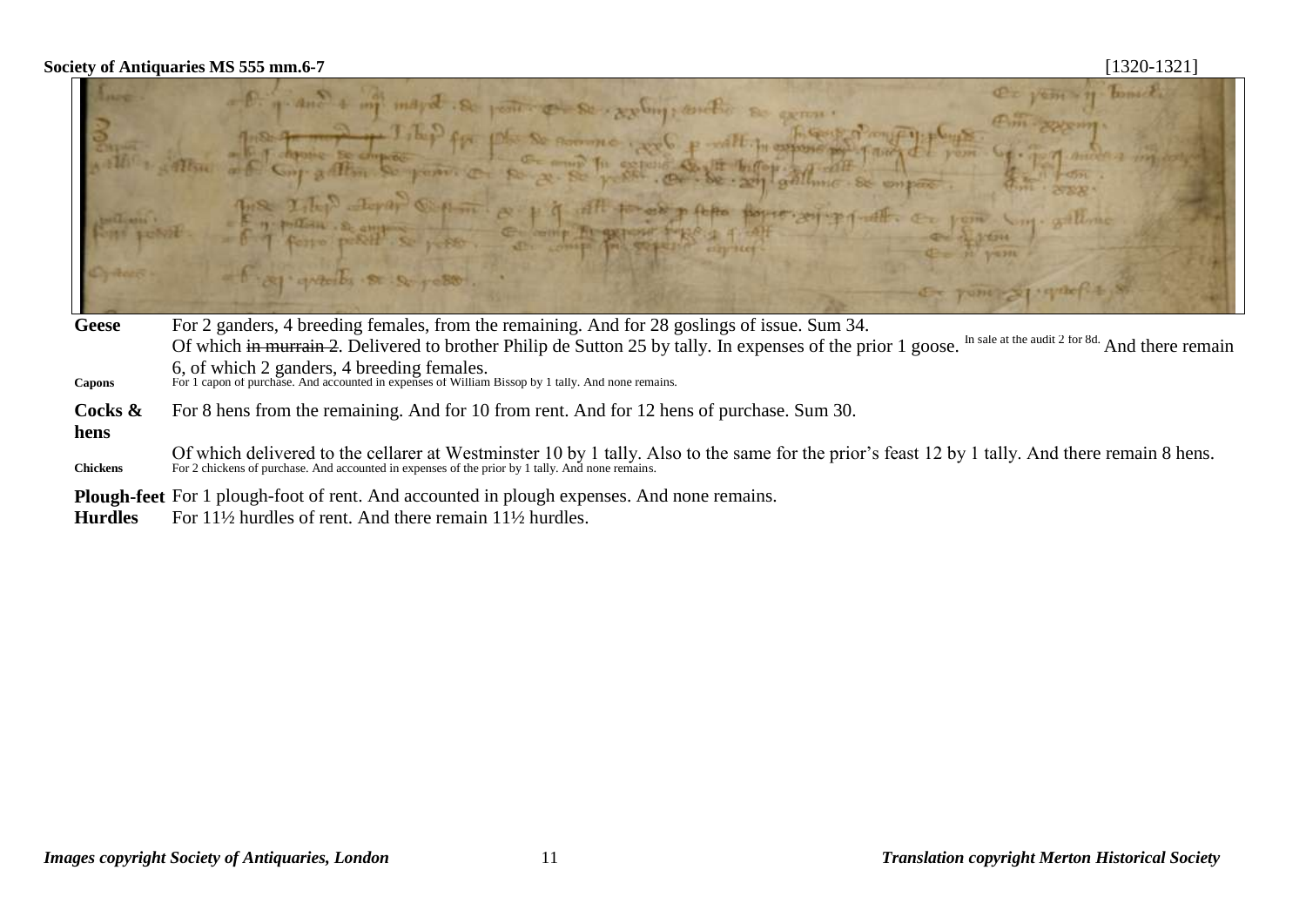| | |
|---|---|
| **Geese** | For 2 ganders, 4 breeding females, from the remaining. And for 28 goslings of issue. Sum 34. Of which ~~in murrain 2~~. Delivered to brother Philip de Sutton 25 by tally. In expenses of the prior 1 goose. In sale at the audit 2 for 8d. And there remain 6, of which 2 ganders, 4 breeding females. |
| Capons | For 1 capon of purchase. And accounted in expenses of William Bissop by 1 tally. And none remains. |
| **Cocks & hens** | For 8 hens from the remaining. And for 10 from rent. And for 12 hens of purchase. Sum 30. Of which delivered to the cellarer at Westminster 10 by 1 tally. Also to the same for the prior's feast 12 by 1 tally. And there remain 8 hens. |
| Chickens | For 2 chickens of purchase. And accounted in expenses of the prior by 1 tally. And none remains. |
| **Plough-feet** | For 1 plough-foot of rent. And accounted in plough expenses. And none remains. |
| **Hurdles** | For 11½ hurdles of rent. And there remain 11½ hurdles. |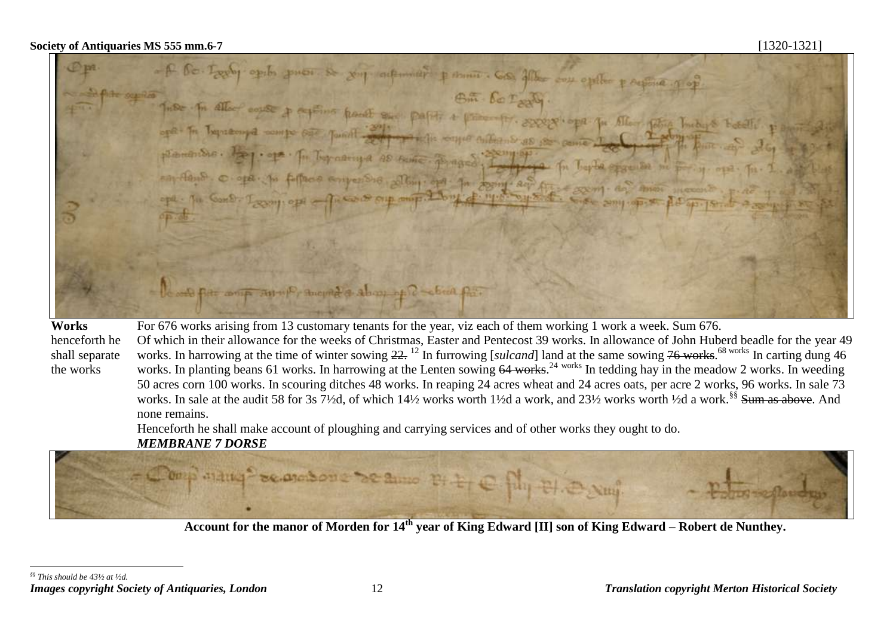**Works**

henceforth he shall separate the works

For 676 works arising from 13 customary tenants for the year, viz each of them working 1 work a week. Sum 676.

Of which in their allowance for the weeks of Christmas, Easter and Pentecost 39 works. In allowance of John Huberd beadle for the year 49 works. In harrowing at the time of winter sowing ~~22.~~ [12] In furrowing [*sulcand*] land at the same sowing ~~76 works~~.[68 works] In carting dung 46 works. In planting beans 61 works. In harrowing at the Lenten sowing ~~64 works~~.[24 works] In tedding hay in the meadow 2 works. In weeding 50 acres corn 100 works. In scouring ditches 48 works. In reaping 24 acres wheat and 24 acres oats, per acre 2 works, 96 works. In sale 73 works. In sale at the audit 58 for 3s 7½d, of which 14½ works worth 1½d a work, and 23½ works worth ½d a work.[§§] ~~Sum as above~~. And none remains.

Henceforth he shall make account of ploughing and carrying services and of other works they ought to do.

***MEMBRANE 7 DORSE***

**Account for the manor of Morden for 14th year of King Edward [II] son of King Edward – Robert de Nunthey.**

[§§] *This should be 43½ at ½d.*